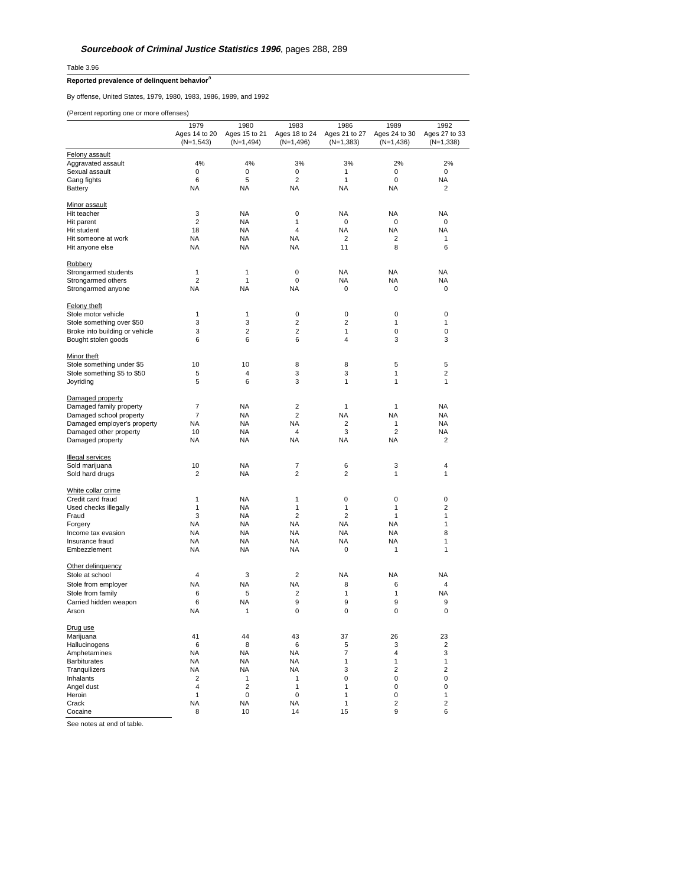***Sourcebook of Criminal Justice Statistics 1996***, pages 288, 289

Table 3.96

**Reported prevalence of delinquent behavior**[a]

By offense, United States, 1979, 1980, 1983, 1986, 1989, and 1992

(Percent reporting one or more offenses)

| | 1979 Ages 14 to 20 (N=1,543) | 1980 Ages 15 to 21 (N=1,494) | 1983 Ages 18 to 24 (N=1,496) | 1986 Ages 21 to 27 (N=1,383) | 1989 Ages 24 to 30 (N=1,436) | 1992 Ages 27 to 33 (N=1,338) |
|---|---|---|---|---|---|---|
| Felony assault | | | | | | |
| Aggravated assault | 4% | 4% | 3% | 3% | 2% | 2% |
| Sexual assault | 0 | 0 | 0 | 1 | 0 | 0 |
| Gang fights | 6 | 5 | 2 | 1 | 0 | NA |
| Battery | NA | NA | NA | NA | NA | 2 |
| Minor assault | | | | | | |
| Hit teacher | 3 | NA | 0 | NA | NA | NA |
| Hit parent | 2 | NA | 1 | 0 | 0 | 0 |
| Hit student | 18 | NA | 4 | NA | NA | NA |
| Hit someone at work | NA | NA | NA | 2 | 2 | 1 |
| Hit anyone else | NA | NA | NA | 11 | 8 | 6 |
| Robbery | | | | | | |
| Strongarmed students | 1 | 1 | 0 | NA | NA | NA |
| Strongarmed others | 2 | 1 | 0 | NA | NA | NA |
| Strongarmed anyone | NA | NA | NA | 0 | 0 | 0 |
| Felony theft | | | | | | |
| Stole motor vehicle | 1 | 1 | 0 | 0 | 0 | 0 |
| Stole something over $50 | 3 | 3 | 2 | 2 | 1 | 1 |
| Broke into building or vehicle | 3 | 2 | 2 | 1 | 0 | 0 |
| Bought stolen goods | 6 | 6 | 6 | 4 | 3 | 3 |
| Minor theft | | | | | | |
| Stole something under $5 | 10 | 10 | 8 | 8 | 5 | 5 |
| Stole something $5 to $50 | 5 | 4 | 3 | 3 | 1 | 2 |
| Joyriding | 5 | 6 | 3 | 1 | 1 | 1 |
| Damaged property | | | | | | |
| Damaged family property | 7 | NA | 2 | 1 | 1 | NA |
| Damaged school property | 7 | NA | 2 | NA | NA | NA |
| Damaged employer's property | NA | NA | NA | 2 | 1 | NA |
| Damaged other property | 10 | NA | 4 | 3 | 2 | NA |
| Damaged property | NA | NA | NA | NA | NA | 2 |
| Illegal services | | | | | | |
| Sold marijuana | 10 | NA | 7 | 6 | 3 | 4 |
| Sold hard drugs | 2 | NA | 2 | 2 | 1 | 1 |
| White collar crime | | | | | | |
| Credit card fraud | 1 | NA | 1 | 0 | 0 | 0 |
| Used checks illegally | 1 | NA | 1 | 1 | 1 | 2 |
| Fraud | 3 | NA | 2 | 2 | 1 | 1 |
| Forgery | NA | NA | NA | NA | NA | 1 |
| Income tax evasion | NA | NA | NA | NA | NA | 8 |
| Insurance fraud | NA | NA | NA | NA | NA | 1 |
| Embezzlement | NA | NA | NA | 0 | 1 | 1 |
| Other delinquency | | | | | | |
| Stole at school | 4 | 3 | 2 | NA | NA | NA |
| Stole from employer | NA | NA | NA | 8 | 6 | 4 |
| Stole from family | 6 | 5 | 2 | 1 | 1 | NA |
| Carried hidden weapon | 6 | NA | 9 | 9 | 9 | 9 |
| Arson | NA | 1 | 0 | 0 | 0 | 0 |
| Drug use | | | | | | |
| Marijuana | 41 | 44 | 43 | 37 | 26 | 23 |
| Hallucinogens | 6 | 8 | 6 | 5 | 3 | 2 |
| Amphetamines | NA | NA | NA | 7 | 4 | 3 |
| Barbiturates | NA | NA | NA | 1 | 1 | 1 |
| Tranquilizers | NA | NA | NA | 3 | 2 | 2 |
| Inhalants | 2 | 1 | 1 | 0 | 0 | 0 |
| Angel dust | 4 | 2 | 1 | 1 | 0 | 0 |
| Heroin | 1 | 0 | 0 | 1 | 0 | 1 |
| Crack | NA | NA | NA | 1 | 2 | 2 |
| Cocaine | 8 | 10 | 14 | 15 | 9 | 6 |

See notes at end of table.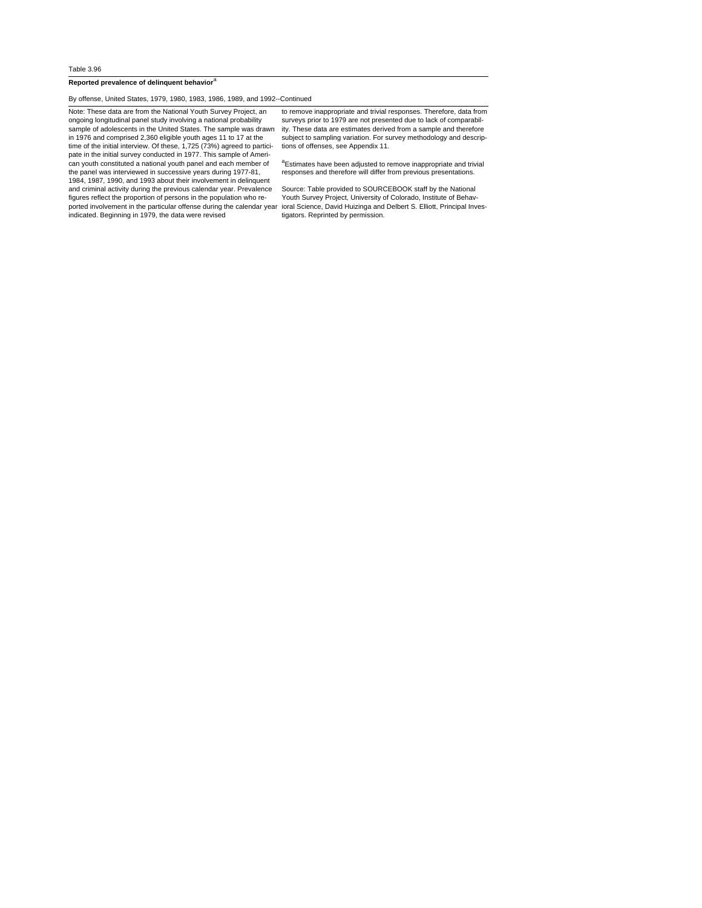Table 3.96

**Reported prevalence of delinquent behavior**[a]

By offense, United States, 1979, 1980, 1983, 1986, 1989, and 1992--Continued

Note: These data are from the National Youth Survey Project, an ongoing longitudinal panel study involving a national probability sample of adolescents in the United States. The sample was drawn in 1976 and comprised 2,360 eligible youth ages 11 to 17 at the time of the initial interview. Of these, 1,725 (73%) agreed to participate in the initial survey conducted in 1977. This sample of American youth constituted a national youth panel and each member of the panel was interviewed in successive years during 1977-81, 1984, 1987, 1990, and 1993 about their involvement in delinquent and criminal activity during the previous calendar year. Prevalence figures reflect the proportion of persons in the population who reported involvement in the particular offense during the calendar year indicated. Beginning in 1979, the data were revised to remove inappropriate and trivial responses. Therefore, data from surveys prior to 1979 are not presented due to lack of comparability. These data are estimates derived from a sample and therefore subject to sampling variation. For survey methodology and descriptions of offenses, see Appendix 11.

[a]Estimates have been adjusted to remove inappropriate and trivial responses and therefore will differ from previous presentations.

Source: Table provided to SOURCEBOOK staff by the National Youth Survey Project, University of Colorado, Institute of Behavioral Science, David Huizinga and Delbert S. Elliott, Principal Investigators. Reprinted by permission.